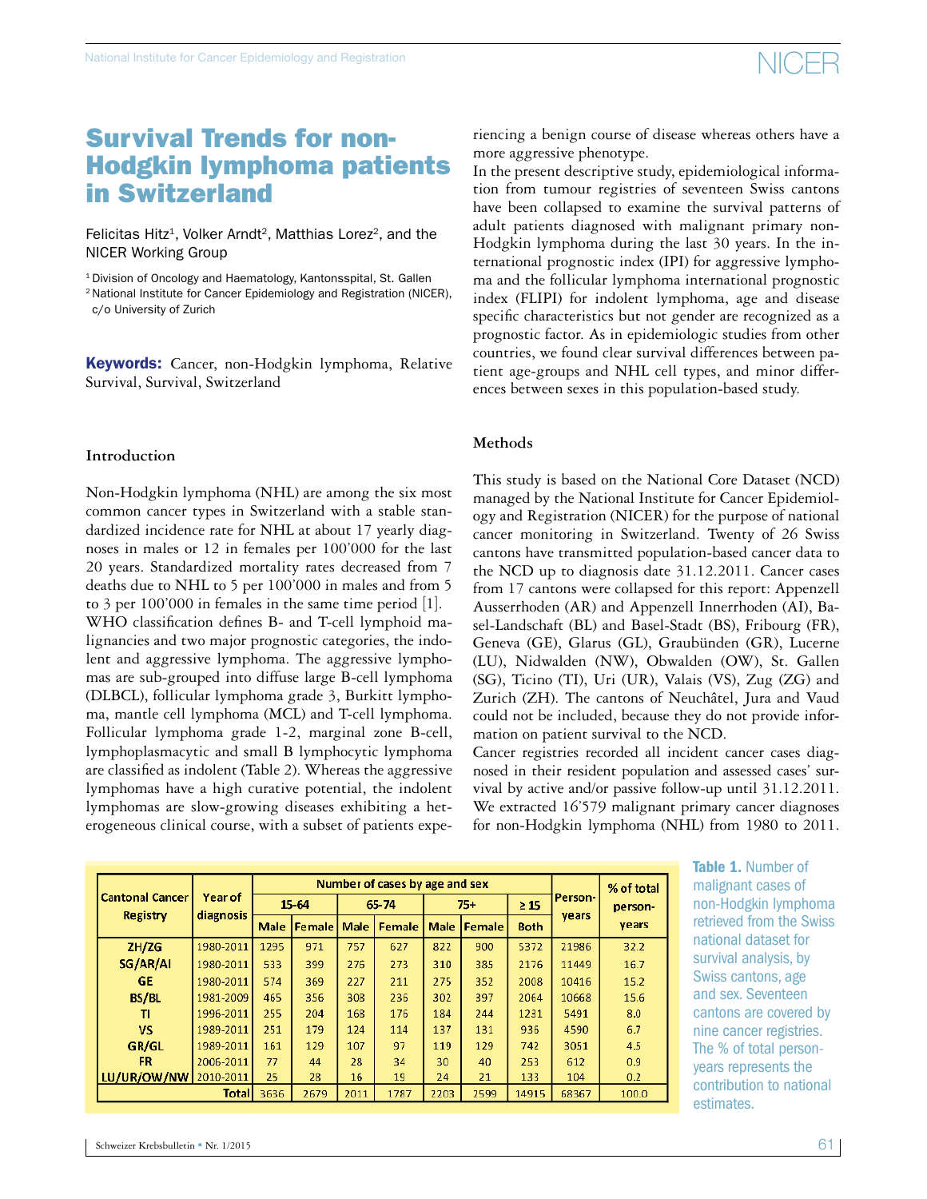# Survival Trends for non-Hodgkin lymphoma patients in Switzerland

Felicitas Hitz[1], Volker Arndt[2], Matthias Lorez[2], and the NICER Working Group

[1] Division of Oncology and Haematology, Kantonsspital, St. Gallen
[2] National Institute for Cancer Epidemiology and Registration (NICER), c/o University of Zurich

**Keywords:** Cancer, non-Hodgkin lymphoma, Relative Survival, Survival, Switzerland

## Introduction

Non-Hodgkin lymphoma (NHL) are among the six most common cancer types in Switzerland with a stable standardized incidence rate for NHL at about 17 yearly diagnoses in males or 12 in females per 100'000 for the last 20 years. Standardized mortality rates decreased from 7 deaths due to NHL to 5 per 100'000 in males and from 5 to 3 per 100'000 in females in the same time period [1].

WHO classification defines B- and T-cell lymphoid malignancies and two major prognostic categories, the indolent and aggressive lymphoma. The aggressive lymphomas are sub-grouped into diffuse large B-cell lymphoma (DLBCL), follicular lymphoma grade 3, Burkitt lymphoma, mantle cell lymphoma (MCL) and T-cell lymphoma. Follicular lymphoma grade 1-2, marginal zone B-cell, lymphoplasmacytic and small B lymphocytic lymphoma are classified as indolent (Table 2). Whereas the aggressive lymphomas have a high curative potential, the indolent lymphomas are slow-growing diseases exhibiting a heterogeneous clinical course, with a subset of patients experiencing a benign course of disease whereas others have a more aggressive phenotype.

In the present descriptive study, epidemiological information from tumour registries of seventeen Swiss cantons have been collapsed to examine the survival patterns of adult patients diagnosed with malignant primary non-Hodgkin lymphoma during the last 30 years. In the international prognostic index (IPI) for aggressive lymphoma and the follicular lymphoma international prognostic index (FLIPI) for indolent lymphoma, age and disease specific characteristics but not gender are recognized as a prognostic factor. As in epidemiologic studies from other countries, we found clear survival differences between patient age-groups and NHL cell types, and minor differences between sexes in this population-based study.

## Methods

This study is based on the National Core Dataset (NCD) managed by the National Institute for Cancer Epidemiology and Registration (NICER) for the purpose of national cancer monitoring in Switzerland. Twenty of 26 Swiss cantons have transmitted population-based cancer data to the NCD up to diagnosis date 31.12.2011. Cancer cases from 17 cantons were collapsed for this report: Appenzell Ausserrhoden (AR) and Appenzell Innerrhoden (AI), Basel-Landschaft (BL) and Basel-Stadt (BS), Fribourg (FR), Geneva (GE), Glarus (GL), Graubünden (GR), Lucerne (LU), Nidwalden (NW), Obwalden (OW), St. Gallen (SG), Ticino (TI), Uri (UR), Valais (VS), Zug (ZG) and Zurich (ZH). The cantons of Neuchâtel, Jura and Vaud could not be included, because they do not provide information on patient survival to the NCD.

Cancer registries recorded all incident cancer cases diagnosed in their resident population and assessed cases' survival by active and/or passive follow-up until 31.12.2011. We extracted 16'579 malignant primary cancer diagnoses for non-Hodgkin lymphoma (NHL) from 1980 to 2011.

| Cantonal Cancer Registry | Year of diagnosis | Number of cases by age and sex | | | | | | | Person-years | % of total person-years |
|---|---|---|---|---|---|---|---|---|---|---|
| | | 15-64 | | 65-74 | | 75+ | | ≥ 15 | | |
| | | Male | Female | Male | Female | Male | Female | Both | | |
| ZH/ZG | 1980-2011 | 1295 | 971 | 757 | 627 | 822 | 900 | 5372 | 21986 | 32.2 |
| SG/AR/AI | 1980-2011 | 533 | 399 | 276 | 273 | 310 | 385 | 2176 | 11449 | 16.7 |
| GE | 1980-2011 | 574 | 369 | 227 | 211 | 275 | 352 | 2008 | 10416 | 15.2 |
| BS/BL | 1981-2009 | 465 | 356 | 308 | 236 | 302 | 397 | 2064 | 10668 | 15.6 |
| TI | 1996-2011 | 255 | 204 | 168 | 176 | 184 | 244 | 1231 | 5491 | 8.0 |
| VS | 1989-2011 | 251 | 179 | 124 | 114 | 137 | 131 | 936 | 4590 | 6.7 |
| GR/GL | 1989-2011 | 161 | 129 | 107 | 97 | 119 | 129 | 742 | 3051 | 4.5 |
| FR | 2006-2011 | 77 | 44 | 28 | 34 | 30 | 40 | 253 | 612 | 0.9 |
| LU/UR/OW/NW | 2010-2011 | 25 | 28 | 16 | 19 | 24 | 21 | 133 | 104 | 0.2 |
| | Total | 3636 | 2679 | 2011 | 1787 | 2203 | 2599 | 14915 | 68367 | 100.0 |

**Table 1.** Number of malignant cases of non-Hodgkin lymphoma retrieved from the Swiss national dataset for survival analysis, by Swiss cantons, age and sex. Seventeen cantons are covered by nine cancer registries. The % of total person-years represents the contribution to national estimates.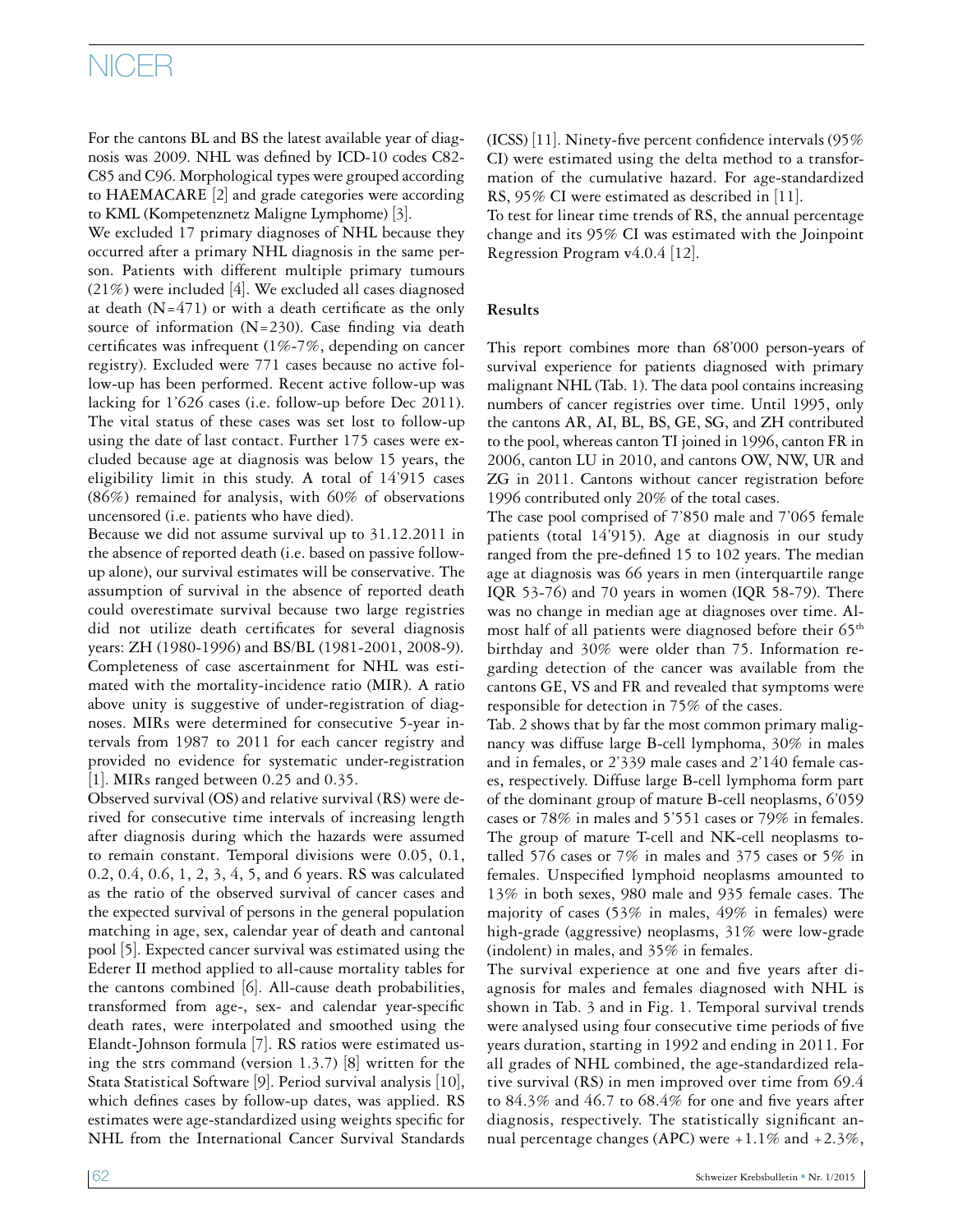For the cantons BL and BS the latest available year of diagnosis was 2009. NHL was defined by ICD-10 codes C82-C85 and C96. Morphological types were grouped according to HAEMACARE [2] and grade categories were according to KML (Kompetenznetz Maligne Lymphome) [3].

We excluded 17 primary diagnoses of NHL because they occurred after a primary NHL diagnosis in the same person. Patients with different multiple primary tumours (21%) were included [4]. We excluded all cases diagnosed at death (N=471) or with a death certificate as the only source of information (N=230). Case finding via death certificates was infrequent (1%-7%, depending on cancer registry). Excluded were 771 cases because no active follow-up has been performed. Recent active follow-up was lacking for 1'626 cases (i.e. follow-up before Dec 2011). The vital status of these cases was set lost to follow-up using the date of last contact. Further 175 cases were excluded because age at diagnosis was below 15 years, the eligibility limit in this study. A total of 14'915 cases (86%) remained for analysis, with 60% of observations uncensored (i.e. patients who have died).

Because we did not assume survival up to 31.12.2011 in the absence of reported death (i.e. based on passive follow-up alone), our survival estimates will be conservative. The assumption of survival in the absence of reported death could overestimate survival because two large registries did not utilize death certificates for several diagnosis years: ZH (1980-1996) and BS/BL (1981-2001, 2008-9). Completeness of case ascertainment for NHL was estimated with the mortality-incidence ratio (MIR). A ratio above unity is suggestive of under-registration of diagnoses. MIRs were determined for consecutive 5-year intervals from 1987 to 2011 for each cancer registry and provided no evidence for systematic under-registration [1]. MIRs ranged between 0.25 and 0.35.

Observed survival (OS) and relative survival (RS) were derived for consecutive time intervals of increasing length after diagnosis during which the hazards were assumed to remain constant. Temporal divisions were 0.05, 0.1, 0.2, 0.4, 0.6, 1, 2, 3, 4, 5, and 6 years. RS was calculated as the ratio of the observed survival of cancer cases and the expected survival of persons in the general population matching in age, sex, calendar year of death and cantonal pool [5]. Expected cancer survival was estimated using the Ederer II method applied to all-cause mortality tables for the cantons combined [6]. All-cause death probabilities, transformed from age-, sex- and calendar year-specific death rates, were interpolated and smoothed using the Elandt-Johnson formula [7]. RS ratios were estimated using the strs command (version 1.3.7) [8] written for the Stata Statistical Software [9]. Period survival analysis [10], which defines cases by follow-up dates, was applied. RS estimates were age-standardized using weights specific for NHL from the International Cancer Survival Standards (ICSS) [11]. Ninety-five percent confidence intervals (95% CI) were estimated using the delta method to a transformation of the cumulative hazard. For age-standardized RS, 95% CI were estimated as described in [11].

To test for linear time trends of RS, the annual percentage change and its 95% CI was estimated with the Joinpoint Regression Program v4.0.4 [12].

## Results

This report combines more than 68'000 person-years of survival experience for patients diagnosed with primary malignant NHL (Tab. 1). The data pool contains increasing numbers of cancer registries over time. Until 1995, only the cantons AR, AI, BL, BS, GE, SG, and ZH contributed to the pool, whereas canton TI joined in 1996, canton FR in 2006, canton LU in 2010, and cantons OW, NW, UR and ZG in 2011. Cantons without cancer registration before 1996 contributed only 20% of the total cases.

The case pool comprised of 7'850 male and 7'065 female patients (total 14'915). Age at diagnosis in our study ranged from the pre-defined 15 to 102 years. The median age at diagnosis was 66 years in men (interquartile range IQR 53-76) and 70 years in women (IQR 58-79). There was no change in median age at diagnoses over time. Almost half of all patients were diagnosed before their 65$^{th}$ birthday and 30% were older than 75. Information regarding detection of the cancer was available from the cantons GE, VS and FR and revealed that symptoms were responsible for detection in 75% of the cases.

Tab. 2 shows that by far the most common primary malignancy was diffuse large B-cell lymphoma, 30% in males and in females, or 2'339 male cases and 2'140 female cases, respectively. Diffuse large B-cell lymphoma form part of the dominant group of mature B-cell neoplasms, 6'059 cases or 78% in males and 5'551 cases or 79% in females. The group of mature T-cell and NK-cell neoplasms totalled 576 cases or 7% in males and 375 cases or 5% in females. Unspecified lymphoid neoplasms amounted to 13% in both sexes, 980 male and 935 female cases. The majority of cases (53% in males, 49% in females) were high-grade (aggressive) neoplasms, 31% were low-grade (indolent) in males, and 35% in females.

The survival experience at one and five years after diagnosis for males and females diagnosed with NHL is shown in Tab. 3 and in Fig. 1. Temporal survival trends were analysed using four consecutive time periods of five years duration, starting in 1992 and ending in 2011. For all grades of NHL combined, the age-standardized relative survival (RS) in men improved over time from 69.4 to 84.3% and 46.7 to 68.4% for one and five years after diagnosis, respectively. The statistically significant annual percentage changes (APC) were +1.1% and +2.3%,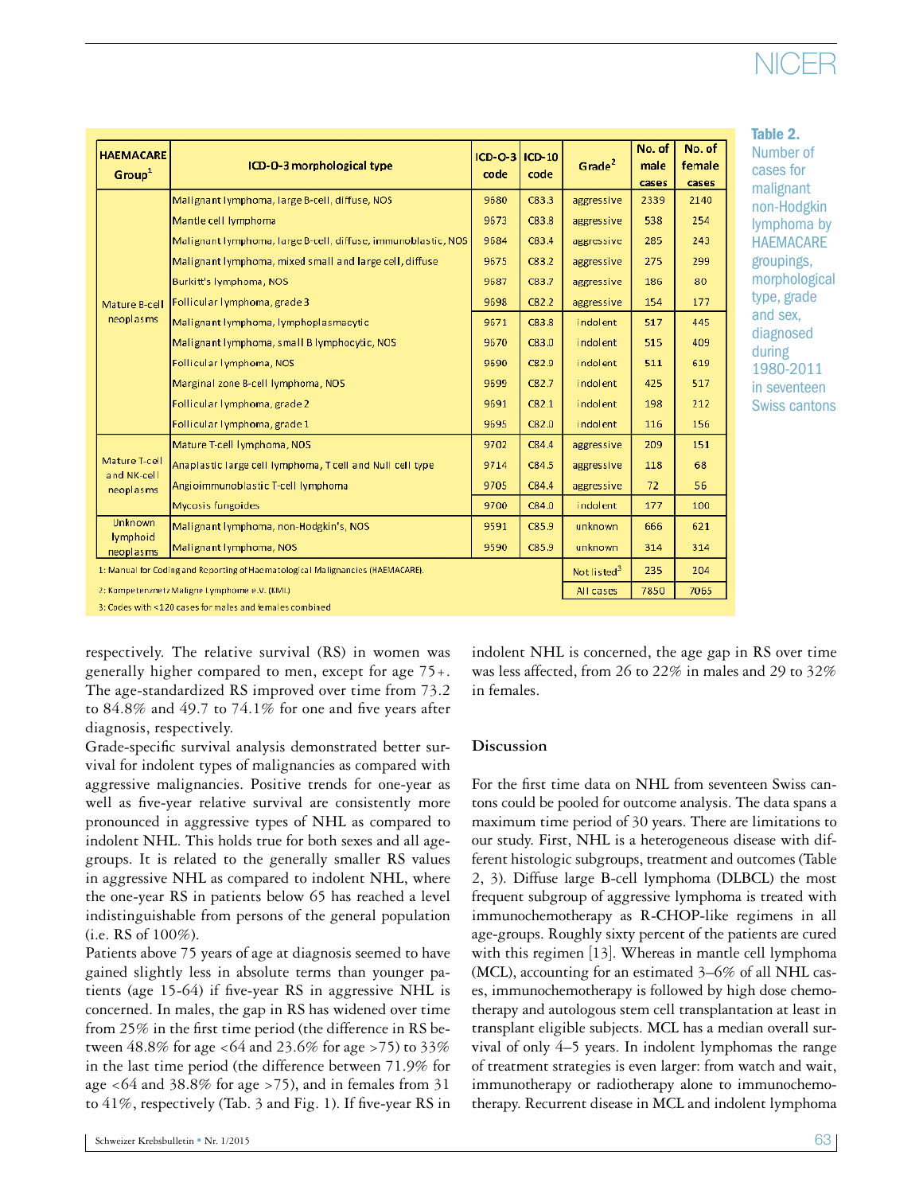**Table 2.** Number of cases for malignant non-Hodgkin lymphoma by HAEMACARE groupings, morphological type, grade and sex, diagnosed during 1980-2011 in seventeen Swiss cantons

| HAEMACARE Group[1] | ICD-O-3 morphological type | ICD-O-3 code | ICD-10 code | Grade[2] | No. of male cases | No. of female cases |
|---|---|---|---|---|---|---|
| Mature B-cell neoplasms | Malignant lymphoma, large B-cell, diffuse, NOS | 9680 | C83.3 | aggressive | 2339 | 2140 |
| | Mantle cell lymphoma | 9673 | C83.8 | aggressive | 538 | 254 |
| | Malignant lymphoma, large B-cell, diffuse, immunoblastic, NOS | 9684 | C83.4 | aggressive | 285 | 243 |
| | Malignant lymphoma, mixed small and large cell, diffuse | 9675 | C83.2 | aggressive | 275 | 299 |
| | Burkitt's lymphoma, NOS | 9687 | C83.7 | aggressive | 186 | 80 |
| | Follicular lymphoma, grade 3 | 9698 | C82.2 | aggressive | 154 | 177 |
| | Malignant lymphoma, lymphoplasmacytic | 9671 | C83.8 | indolent | 517 | 445 |
| | Malignant lymphoma, small B lymphocytic, NOS | 9670 | C83.0 | indolent | 515 | 409 |
| | Follicular lymphoma, NOS | 9690 | C82.9 | indolent | 511 | 619 |
| | Marginal zone B-cell lymphoma, NOS | 9699 | C82.7 | indolent | 425 | 517 |
| | Follicular lymphoma, grade 2 | 9691 | C82.1 | indolent | 198 | 212 |
| | Follicular lymphoma, grade 1 | 9695 | C82.0 | indolent | 116 | 156 |
| Mature T-cell and NK-cell neoplasms | Mature T-cell lymphoma, NOS | 9702 | C84.4 | aggressive | 209 | 151 |
| | Anaplastic large cell lymphoma, T cell and Null cell type | 9714 | C84.5 | aggressive | 118 | 68 |
| | Angioimmunoblastic T-cell lymphoma | 9705 | C84.4 | aggressive | 72 | 56 |
| | Mycosis fungoides | 9700 | C84.0 | indolent | 177 | 100 |
| Unknown lymphoid neoplasms | Malignant lymphoma, non-Hodgkin's, NOS | 9591 | C85.9 | unknown | 666 | 621 |
| | Malignant lymphoma, NOS | 9590 | C85.9 | unknown | 314 | 314 |
| | | | | Not listed[3] | 235 | 204 |
| | | | | All cases | 7850 | 7065 |

1: Manual for Coding and Reporting of Haematological Malignancies (HAEMACARE).
2: Kompetenznetz Maligne Lymphome e.V. (KML)
3: Codes with <120 cases for males and females combined

respectively. The relative survival (RS) in women was generally higher compared to men, except for age 75+. The age-standardized RS improved over time from 73.2 to 84.8% and 49.7 to 74.1% for one and five years after diagnosis, respectively.

Grade-specific survival analysis demonstrated better survival for indolent types of malignancies as compared with aggressive malignancies. Positive trends for one-year as well as five-year relative survival are consistently more pronounced in aggressive types of NHL as compared to indolent NHL. This holds true for both sexes and all age-groups. It is related to the generally smaller RS values in aggressive NHL as compared to indolent NHL, where the one-year RS in patients below 65 has reached a level indistinguishable from persons of the general population (i.e. RS of 100%).

Patients above 75 years of age at diagnosis seemed to have gained slightly less in absolute terms than younger patients (age 15-64) if five-year RS in aggressive NHL is concerned. In males, the gap in RS has widened over time from 25% in the first time period (the difference in RS between 48.8% for age <64 and 23.6% for age >75) to 33% in the last time period (the difference between 71.9% for age <64 and 38.8% for age >75), and in females from 31 to 41%, respectively (Tab. 3 and Fig. 1). If five-year RS in indolent NHL is concerned, the age gap in RS over time was less affected, from 26 to 22% in males and 29 to 32% in females.

## Discussion

For the first time data on NHL from seventeen Swiss cantons could be pooled for outcome analysis. The data spans a maximum time period of 30 years. There are limitations to our study. First, NHL is a heterogeneous disease with different histologic subgroups, treatment and outcomes (Table 2, 3). Diffuse large B-cell lymphoma (DLBCL) the most frequent subgroup of aggressive lymphoma is treated with immunochemotherapy as R-CHOP-like regimens in all age-groups. Roughly sixty percent of the patients are cured with this regimen [13]. Whereas in mantle cell lymphoma (MCL), accounting for an estimated 3–6% of all NHL cases, immunochemotherapy is followed by high dose chemotherapy and autologous stem cell transplantation at least in transplant eligible subjects. MCL has a median overall survival of only 4–5 years. In indolent lymphomas the range of treatment strategies is even larger: from watch and wait, immunotherapy or radiotherapy alone to immunochemotherapy. Recurrent disease in MCL and indolent lymphoma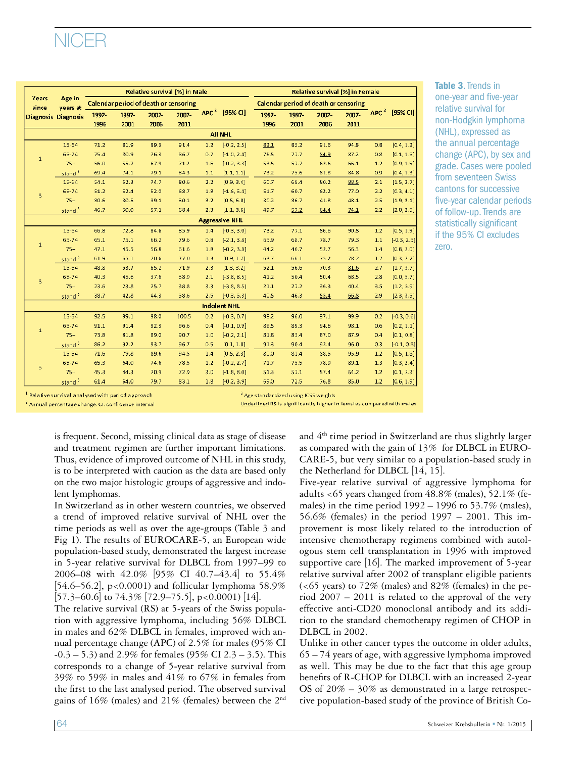| Years since Diagnosis | Age in years at Diagnosis | Relative survival [%] in Male | | | | | | Relative survival [%] in Female | | | | | |
|---|---|---|---|---|---|---|---|---|---|---|---|---|---|
| | | Calendar period of death or censoring | | | | APC [2] | [95% CI] | Calendar period of death or censoring | | | | APC [2] | [95% CI] |
| | | 1992-1996 | 1997-2001 | 2002-2006 | 2007-2011 | | | 1992-1996 | 1997-2001 | 2002-2006 | 2007-2011 | | |
| **All NHL** | | | | | | | | | | | | | |
| 1 | 15-64 | 71.2 | 81.9 | 89.3 | 91.4 | 1.2 | [-0.2, 2.5] | <u>82.1</u> | 85.2 | 91.6 | 94.8 | 0.8 | [0.4, 1.2] |
| | 65-74 | 75.4 | 80.9 | 76.3 | 86.7 | 0.7 | [-1.0, 2.4] | 76.5 | 77.7 | <u>84.9</u> | 87.2 | 0.8 | [0.1, 1.5] |
| | 75+ | 56.0 | 55.7 | 67.9 | 71.2 | 1.6 | [-0.2, 3.3] | 53.5 | 57.7 | 62.6 | 66.1 | 1.2 | [0.9, 1.5] |
| | stand.[3] | 69.4 | 74.1 | 79.1 | 84.3 | 1.1 | [1.1, 1.1] | 73.2 | 75.6 | 81.8 | 84.8 | 0.9 | [0.4, 1.3] |
| 5 | 15-64 | 54.1 | 62.3 | 74.7 | 80.6 | 2.2 | [0.9, 3.4] | 60.7 | 68.4 | 80.2 | <u>88.5</u> | 2.1 | [1.5, 2.7] |
| | 65-74 | 51.2 | 52.4 | 52.0 | 68.7 | 1.8 | [-1.6, 5.4] | 51.7 | 60.7 | 62.2 | 77.0 | 2.2 | [0.3, 4.1] |
| | 75+ | 30.6 | 30.5 | 39.1 | 50.1 | 3.2 | [0.5, 6.0] | 30.2 | 36.7 | 41.8 | 48.1 | 2.5 | [1.9, 3.1] |
| | stand.[3] | 46.7 | 50.0 | 57.1 | 68.4 | 2.3 | [1.1, 3.6] | 49.7 | <u>57.2</u> | <u>64.4</u> | <u>74.1</u> | 2.2 | [2.0, 2.5] |
| **Aggressive NHL** | | | | | | | | | | | | | |
| 1 | 15-64 | 66.8 | 72.8 | 84.6 | 85.9 | 1.4 | [-0.3, 3.0] | 73.2 | 77.1 | 86.6 | 90.8 | 1.2 | [0.5, 1.9] |
| | 65-74 | 65.1 | 75.1 | 66.2 | 79.6 | 0.8 | [-2.1, 3.8] | 65.9 | 68.7 | 78.7 | 79.3 | 1.1 | [-0.3, 2.5] |
| | 75+ | 47.1 | 45.5 | 56.8 | 61.6 | 1.8 | [-0.2, 3.8] | 44.2 | 46.7 | 52.7 | 56.3 | 1.4 | [0.8, 2.0] |
| | stand.[3] | 61.9 | 65.1 | 70.6 | 77.0 | 1.3 | [0.9, 1.7] | 63.7 | 66.1 | 75.2 | 78.2 | 1.2 | [0.3, 2.2] |
| 5 | 15-64 | 48.8 | 53.7 | 65.2 | 71.9 | 2.3 | [1.3, 3.2] | 52.1 | 56.6 | 70.3 | <u>81.6</u> | 2.7 | [1.7, 3.7] |
| | 65-74 | 40.3 | 45.6 | 37.6 | 58.9 | 2.1 | [-3.8, 8.5] | 41.2 | 50.4 | 50.4 | 68.5 | 2.8 | [0.0, 5.7] |
| | 75+ | 23.6 | 23.8 | 25.7 | 38.8 | 3.3 | [-3.8, 8.5] | 21.1 | 27.2 | 36.3 | 40.4 | 3.5 | [1.2, 5.9] |
| | stand.[3] | 38.7 | 42.8 | 44.3 | 58.6 | 2.5 | [-0.3, 5.3] | 40.5 | 46.3 | <u>55.4</u> | <u>66.8</u> | 2.9 | [2.3, 3.5] |
| **Indolent NHL** | | | | | | | | | | | | | |
| 1 | 15-64 | 92.5 | 99.1 | 98.0 | 100.5 | 0.2 | [-0.3, 0.7] | 98.2 | 96.0 | 97.1 | 99.9 | 0.2 | [-0.3, 0.6] |
| | 65-74 | 91.1 | 91.4 | 92.3 | 96.6 | 0.4 | [-0.1, 0.9] | 89.5 | 89.3 | 94.6 | 98.1 | 0.6 | [0.2, 1.1] |
| | 75+ | 73.8 | 81.8 | 89.0 | 90.7 | 1.0 | [-0.2, 2.1] | 81.8 | 83.4 | 87.0 | 87.9 | 0.4 | [0.1, 0.8] |
| | stand.[3] | 86.2 | 92.2 | 93.7 | 96.7 | 0.5 | [0.1, 1.0] | 91.3 | 90.4 | 93.4 | 96.0 | 0.3 | [-0.1, 0.8] |
| 5 | 15-64 | 71.6 | 79.8 | 89.6 | 94.5 | 1.4 | [0.5, 2.3] | 80.0 | 81.4 | 88.5 | 95.9 | 1.2 | [0.5, 1.8] |
| | 65-74 | 65.3 | 64.0 | 74.6 | 78.5 | 1.2 | [-0.2, 2.7] | 71.7 | 75.5 | 78.9 | 89.1 | 1.3 | [0.3, 2.4] |
| | 75+ | 45.3 | 44.3 | 70.9 | 72.9 | 3.0 | [-1.8, 8.0] | 51.3 | 57.1 | 57.4 | 64.2 | 1.2 | [0.1, 2.3] |
| | stand.[3] | 61.4 | 64.0 | 79.7 | 83.1 | 1.8 | [-0.2, 3.9] | 69.0 | 72.5 | 76.8 | 85.0 | 1.2 | [0.6, 1.9] |

[1] Relative survival analysed with period approach
[2] Annual percentage change. CI: confidence interval
[3] Age standardized using ICSS weights
Underlined RS is significantly higher in females compared with males

**Table 3.** Trends in one-year and five-year relative survival for non-Hodgkin lymphoma (NHL), expressed as the annual percentage change (APC), by sex and grade. Cases were pooled from seventeen Swiss cantons for successive five-year calendar periods of follow-up. Trends are statistically significant if the 95% CI excludes zero.

is frequent. Second, missing clinical data as stage of disease and treatment regimen are further important limitations. Thus, evidence of improved outcome of NHL in this study, is to be interpreted with caution as the data are based only on the two major histologic groups of aggressive and indolent lymphomas.

In Switzerland as in other western countries, we observed a trend of improved relative survival of NHL over the time periods as well as over the age-groups (Table 3 and Fig 1). The results of EUROCARE-5, an European wide population-based study, demonstrated the largest increase in 5-year relative survival for DLBCL from 1997–99 to 2006–08 with 42.0% [95% CI 40.7–43.4] to 55.4% [54.6–56.2], p<0.0001) and follicular lymphoma 58.9% [57.3–60.6] to 74.3% [72.9–75.5], p<0.0001) [14].

The relative survival (RS) at 5-years of the Swiss population with aggressive lymphoma, including 56% DLBCL in males and 62% DLBCL in females, improved with annual percentage change (APC) of 2.5% for males (95% CI -0.3 – 5.3) and 2.9% for females (95% CI 2.3 – 3.5). This corresponds to a change of 5-year relative survival from 39% to 59% in males and 41% to 67% in females from the first to the last analysed period. The observed survival gains of 16% (males) and 21% (females) between the 2nd and 4th time period in Switzerland are thus slightly larger as compared with the gain of 13% for DLBCL in EUROCARE-5, but very similar to a population-based study in the Netherland for DLBCL [14, 15].

Five-year relative survival of aggressive lymphoma for adults <65 years changed from 48.8% (males), 52.1% (females) in the time period 1992 – 1996 to 53.7% (males), 56.6% (females) in the period 1997 – 2001. This improvement is most likely related to the introduction of intensive chemotherapy regimens combined with autologous stem cell transplantation in 1996 with improved supportive care [16]. The marked improvement of 5-year relative survival after 2002 of transplant eligible patients (<65 years) to 72% (males) and 82% (females) in the period 2007 – 2011 is related to the approval of the very effective anti-CD20 monoclonal antibody and its addition to the standard chemotherapy regimen of CHOP in DLBCL in 2002.

Unlike in other cancer types the outcome in older adults, 65 – 74 years of age, with aggressive lymphoma improved as well. This may be due to the fact that this age group benefits of R-CHOP for DLBCL with an increased 2-year OS of 20% – 30% as demonstrated in a large retrospective population-based study of the province of British Co-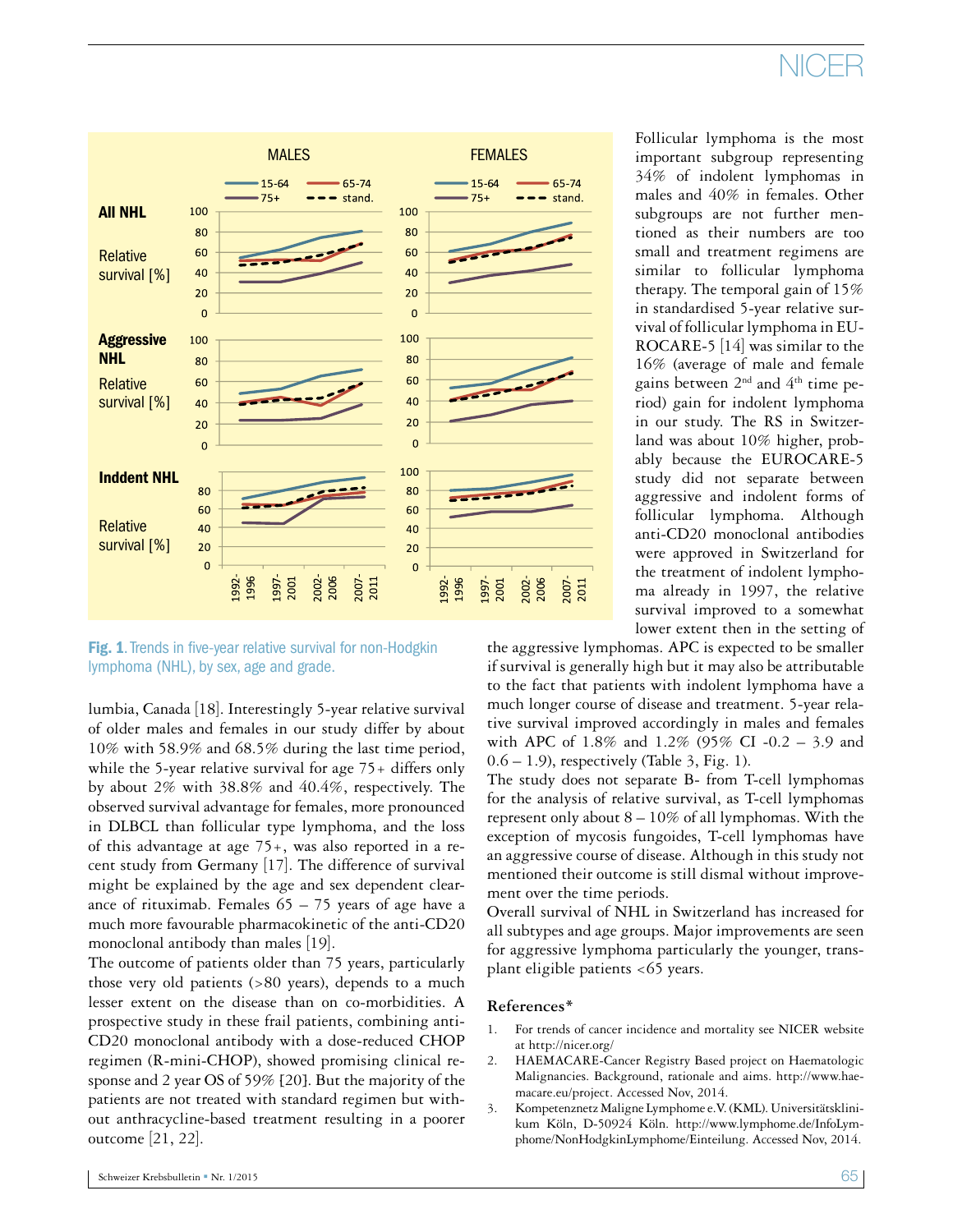MALES

FEMALES

15-64 65-74 75+ stand.

All NHL

Relative survival [%]

100 80 60 40 20 0

Aggressive NHL

Relative survival [%]

100 80 60 40 20 0

Inddent NHL

Relative survival [%]

80 60 40 20 0

100 80 60 40 20 0

1992-1996 1997-2001 2002-2006 2007-2011

**Fig. 1**. Trends in five-year relative survival for non-Hodgkin lymphoma (NHL), by sex, age and grade.

Follicular lymphoma is the most important subgroup representing 34% of indolent lymphomas in males and 40% in females. Other subgroups are not further mentioned as their numbers are too small and treatment regimens are similar to follicular lymphoma therapy. The temporal gain of 15% in standardised 5-year relative survival of follicular lymphoma in EUROCARE-5 [14] was similar to the 16% (average of male and female gains between 2nd and 4th time period) gain for indolent lymphoma in our study. The RS in Switzerland was about 10% higher, probably because the EUROCARE-5 study did not separate between aggressive and indolent forms of follicular lymphoma. Although anti-CD20 monoclonal antibodies were approved in Switzerland for the treatment of indolent lymphoma already in 1997, the relative survival improved to a somewhat lower extent then in the setting of the aggressive lymphomas. APC is expected to be smaller if survival is generally high but it may also be attributable to the fact that patients with indolent lymphoma have a much longer course of disease and treatment. 5-year relative survival improved accordingly in males and females with APC of 1.8% and 1.2% (95% CI -0.2 – 3.9 and 0.6 – 1.9), respectively (Table 3, Fig. 1).

lumbia, Canada [18]. Interestingly 5-year relative survival of older males and females in our study differ by about 10% with 58.9% and 68.5% during the last time period, while the 5-year relative survival for age 75+ differs only by about 2% with 38.8% and 40.4%, respectively. The observed survival advantage for females, more pronounced in DLBCL than follicular type lymphoma, and the loss of this advantage at age 75+, was also reported in a recent study from Germany [17]. The difference of survival might be explained by the age and sex dependent clearance of rituximab. Females 65 – 75 years of age have a much more favourable pharmacokinetic of the anti-CD20 monoclonal antibody than males [19].

The outcome of patients older than 75 years, particularly those very old patients (>80 years), depends to a much lesser extent on the disease than on co-morbidities. A prospective study in these frail patients, combining anti-CD20 monoclonal antibody with a dose-reduced CHOP regimen (R-mini-CHOP), showed promising clinical response and 2 year OS of 59% [20]. But the majority of the patients are not treated with standard regimen but without anthracycline-based treatment resulting in a poorer outcome [21, 22].

The study does not separate B- from T-cell lymphomas for the analysis of relative survival, as T-cell lymphomas represent only about 8 – 10% of all lymphomas. With the exception of mycosis fungoides, T-cell lymphomas have an aggressive course of disease. Although in this study not mentioned their outcome is still dismal without improvement over the time periods.

Overall survival of NHL in Switzerland has increased for all subtypes and age groups. Major improvements are seen for aggressive lymphoma particularly the younger, transplant eligible patients <65 years.

## References*

1. For trends of cancer incidence and mortality see NICER website at http://nicer.org/
2. HAEMACARE-Cancer Registry Based project on Haematologic Malignancies. Background, rationale and aims. http://www.haemacare.eu/project. Accessed Nov, 2014.
3. Kompetenznetz Maligne Lymphome e.V. (KML). Universitätsklinikum Köln, D-50924 Köln. http://www.lymphome.de/InfoLymphome/NonHodgkinLymphome/Einteilung. Accessed Nov, 2014.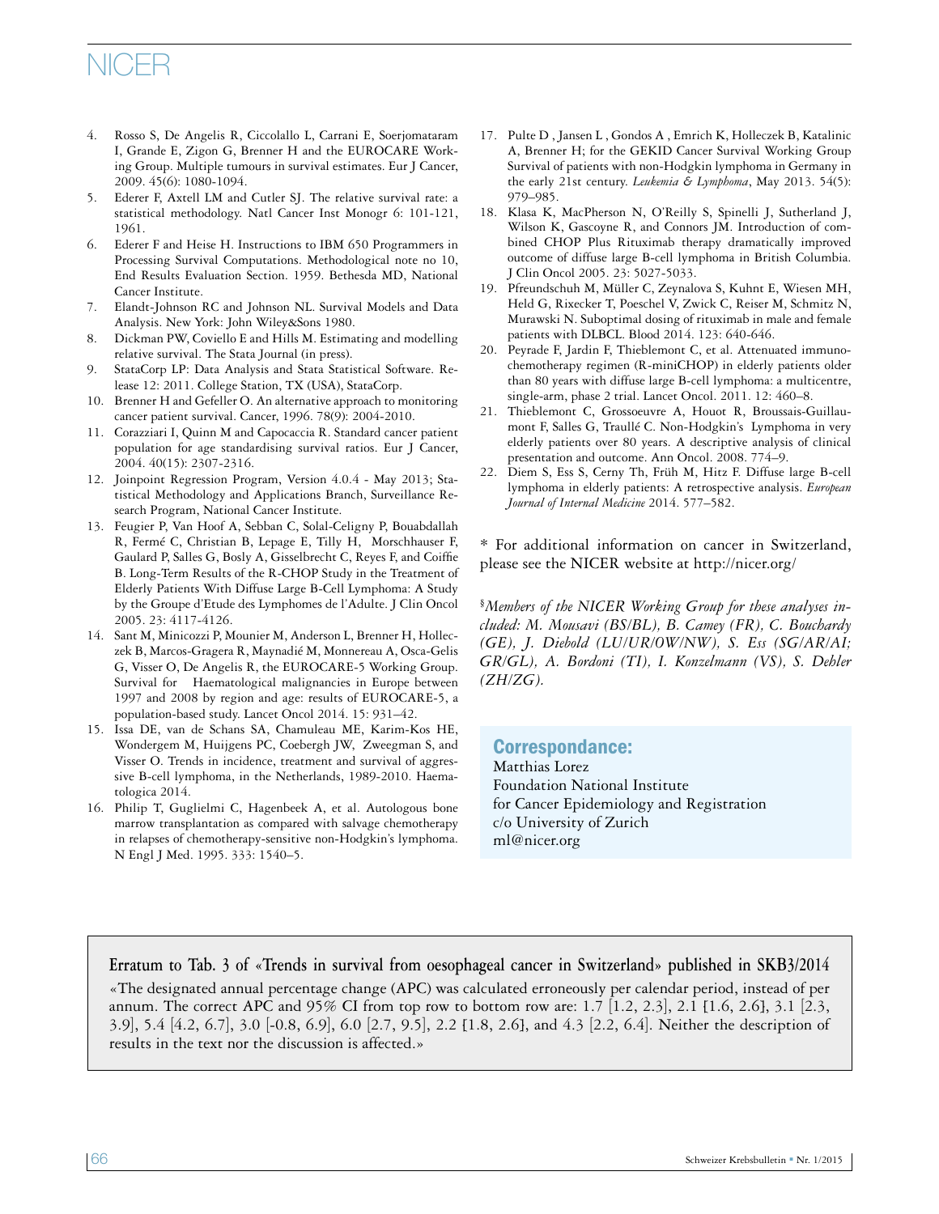4. Rosso S, De Angelis R, Ciccolallo L, Carrani E, Soerjomataram I, Grande E, Zigon G, Brenner H and the EUROCARE Working Group. Multiple tumours in survival estimates. Eur J Cancer, 2009. 45(6): 1080-1094.
5. Ederer F, Axtell LM and Cutler SJ. The relative survival rate: a statistical methodology. Natl Cancer Inst Monogr 6: 101-121, 1961.
6. Ederer F and Heise H. Instructions to IBM 650 Programmers in Processing Survival Computations. Methodological note no 10, End Results Evaluation Section. 1959. Bethesda MD, National Cancer Institute.
7. Elandt-Johnson RC and Johnson NL. Survival Models and Data Analysis. New York: John Wiley&Sons 1980.
8. Dickman PW, Coviello E and Hills M. Estimating and modelling relative survival. The Stata Journal (in press).
9. StataCorp LP: Data Analysis and Stata Statistical Software. Release 12: 2011. College Station, TX (USA), StataCorp.
10. Brenner H and Gefeller O. An alternative approach to monitoring cancer patient survival. Cancer, 1996. 78(9): 2004-2010.
11. Corazziari I, Quinn M and Capocaccia R. Standard cancer patient population for age standardising survival ratios. Eur J Cancer, 2004. 40(15): 2307-2316.
12. Joinpoint Regression Program, Version 4.0.4 - May 2013; Statistical Methodology and Applications Branch, Surveillance Research Program, National Cancer Institute.
13. Feugier P, Van Hoof A, Sebban C, Solal-Celigny P, Bouabdallah R, Fermé C, Christian B, Lepage E, Tilly H, Morschhauser F, Gaulard P, Salles G, Bosly A, Gisselbrecht C, Reyes F, and Coiffie B. Long-Term Results of the R-CHOP Study in the Treatment of Elderly Patients With Diffuse Large B-Cell Lymphoma: A Study by the Groupe d'Etude des Lymphomes de l'Adulte. J Clin Oncol 2005. 23: 4117-4126.
14. Sant M, Minicozzi P, Mounier M, Anderson L, Brenner H, Holleczek B, Marcos-Gragera R, Maynadié M, Monnereau A, Osca-Gelis G, Visser O, De Angelis R, the EUROCARE-5 Working Group. Survival for Haematological malignancies in Europe between 1997 and 2008 by region and age: results of EUROCARE-5, a population-based study. Lancet Oncol 2014. 15: 931–42.
15. Issa DE, van de Schans SA, Chamuleau ME, Karim-Kos HE, Wondergem M, Huijgens PC, Coebergh JW, Zweegman S, and Visser O. Trends in incidence, treatment and survival of aggressive B-cell lymphoma, in the Netherlands, 1989-2010. Haematologica 2014.
16. Philip T, Guglielmi C, Hagenbeek A, et al. Autologous bone marrow transplantation as compared with salvage chemotherapy in relapses of chemotherapy-sensitive non-Hodgkin's lymphoma. N Engl J Med. 1995. 333: 1540–5.
17. Pulte D , Jansen L , Gondos A , Emrich K, Holleczek B, Katalinic A, Brenner H; for the GEKID Cancer Survival Working Group Survival of patients with non-Hodgkin lymphoma in Germany in the early 21st century. *Leukemia & Lymphoma*, May 2013. 54(5): 979–985.
18. Klasa K, MacPherson N, O'Reilly S, Spinelli J, Sutherland J, Wilson K, Gascoyne R, and Connors JM. Introduction of combined CHOP Plus Rituximab therapy dramatically improved outcome of diffuse large B-cell lymphoma in British Columbia. J Clin Oncol 2005. 23: 5027-5033.
19. Pfreundschuh M, Müller C, Zeynalova S, Kuhnt E, Wiesen MH, Held G, Rixecker T, Poeschel V, Zwick C, Reiser M, Schmitz N, Murawski N. Suboptimal dosing of rituximab in male and female patients with DLBCL. Blood 2014. 123: 640-646.
20. Peyrade F, Jardin F, Thieblemont C, et al. Attenuated immunochemotherapy regimen (R-miniCHOP) in elderly patients older than 80 years with diffuse large B-cell lymphoma: a multicentre, single-arm, phase 2 trial. Lancet Oncol. 2011. 12: 460–8.
21. Thieblemont C, Grossoeuvre A, Houot R, Broussais-Guillaumont F, Salles G, Traullé C. Non-Hodgkin's Lymphoma in very elderly patients over 80 years. A descriptive analysis of clinical presentation and outcome. Ann Oncol. 2008. 774–9.
22. Diem S, Ess S, Cerny Th, Früh M, Hitz F. Diffuse large B-cell lymphoma in elderly patients: A retrospective analysis. *European Journal of Internal Medicine* 2014. 577–582.

\* For additional information on cancer in Switzerland, please see the NICER website at http://nicer.org/

§*Members of the NICER Working Group for these analyses included: M. Mousavi (BS/BL), B. Camey (FR), C. Bouchardy (GE), J. Diebold (LU/UR/OW/NW), S. Ess (SG/AR/AI; GR/GL), A. Bordoni (TI), I. Konzelmann (VS), S. Dehler (ZH/ZG).*

## Correspondance:

Matthias Lorez
Foundation National Institute
for Cancer Epidemiology and Registration
c/o University of Zurich
ml@nicer.org

**Erratum to Tab. 3 of «Trends in survival from oesophageal cancer in Switzerland» published in SKB3/2014**

«The designated annual percentage change (APC) was calculated erroneously per calendar period, instead of per annum. The correct APC and 95% CI from top row to bottom row are: 1.7 [1.2, 2.3], 2.1 [1.6, 2.6], 3.1 [2.3, 3.9], 5.4 [4.2, 6.7], 3.0 [-0.8, 6.9], 6.0 [2.7, 9.5], 2.2 [1.8, 2.6], and 4.3 [2.2, 6.4]. Neither the description of results in the text nor the discussion is affected.»